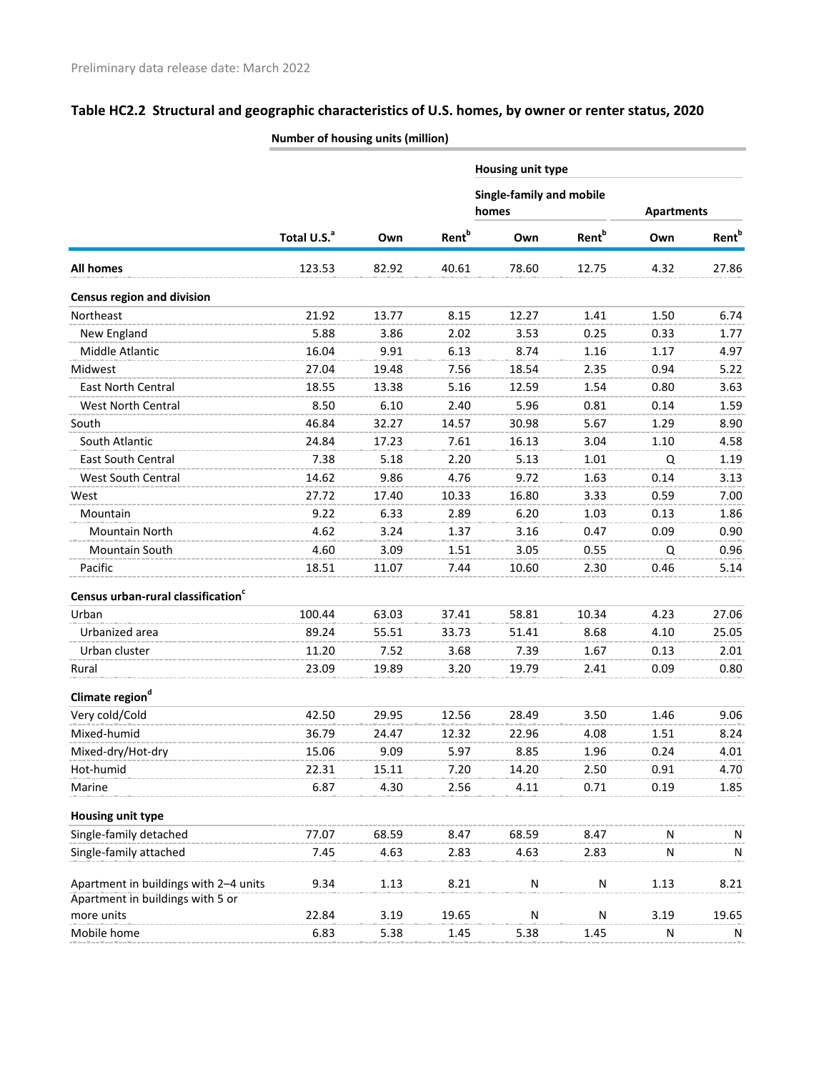Preliminary data release date: March 2022

## Table HC2.2 Structural and geographic characteristics of U.S. homes, by owner or renter status, 2020

| | Number of housing units (million) | | | | | | |
|---|---|---|---|---|---|---|---|
| | | | | Housing unit type | | | |
| | | | | Single-family and mobile homes | | Apartments | |
| | Total U.S.[a] | Own | Rent[b] | Own | Rent[b] | Own | Rent[b] |
| **All homes** | 123.53 | 82.92 | 40.61 | 78.60 | 12.75 | 4.32 | 27.86 |
| **Census region and division** | | | | | | | |
| Northeast | 21.92 | 13.77 | 8.15 | 12.27 | 1.41 | 1.50 | 6.74 |
| New England | 5.88 | 3.86 | 2.02 | 3.53 | 0.25 | 0.33 | 1.77 |
| Middle Atlantic | 16.04 | 9.91 | 6.13 | 8.74 | 1.16 | 1.17 | 4.97 |
| Midwest | 27.04 | 19.48 | 7.56 | 18.54 | 2.35 | 0.94 | 5.22 |
| East North Central | 18.55 | 13.38 | 5.16 | 12.59 | 1.54 | 0.80 | 3.63 |
| West North Central | 8.50 | 6.10 | 2.40 | 5.96 | 0.81 | 0.14 | 1.59 |
| South | 46.84 | 32.27 | 14.57 | 30.98 | 5.67 | 1.29 | 8.90 |
| South Atlantic | 24.84 | 17.23 | 7.61 | 16.13 | 3.04 | 1.10 | 4.58 |
| East South Central | 7.38 | 5.18 | 2.20 | 5.13 | 1.01 | Q | 1.19 |
| West South Central | 14.62 | 9.86 | 4.76 | 9.72 | 1.63 | 0.14 | 3.13 |
| West | 27.72 | 17.40 | 10.33 | 16.80 | 3.33 | 0.59 | 7.00 |
| Mountain | 9.22 | 6.33 | 2.89 | 6.20 | 1.03 | 0.13 | 1.86 |
| Mountain North | 4.62 | 3.24 | 1.37 | 3.16 | 0.47 | 0.09 | 0.90 |
| Mountain South | 4.60 | 3.09 | 1.51 | 3.05 | 0.55 | Q | 0.96 |
| Pacific | 18.51 | 11.07 | 7.44 | 10.60 | 2.30 | 0.46 | 5.14 |
| **Census urban-rural classification[c]** | | | | | | | |
| Urban | 100.44 | 63.03 | 37.41 | 58.81 | 10.34 | 4.23 | 27.06 |
| Urbanized area | 89.24 | 55.51 | 33.73 | 51.41 | 8.68 | 4.10 | 25.05 |
| Urban cluster | 11.20 | 7.52 | 3.68 | 7.39 | 1.67 | 0.13 | 2.01 |
| Rural | 23.09 | 19.89 | 3.20 | 19.79 | 2.41 | 0.09 | 0.80 |
| **Climate region[d]** | | | | | | | |
| Very cold/Cold | 42.50 | 29.95 | 12.56 | 28.49 | 3.50 | 1.46 | 9.06 |
| Mixed-humid | 36.79 | 24.47 | 12.32 | 22.96 | 4.08 | 1.51 | 8.24 |
| Mixed-dry/Hot-dry | 15.06 | 9.09 | 5.97 | 8.85 | 1.96 | 0.24 | 4.01 |
| Hot-humid | 22.31 | 15.11 | 7.20 | 14.20 | 2.50 | 0.91 | 4.70 |
| Marine | 6.87 | 4.30 | 2.56 | 4.11 | 0.71 | 0.19 | 1.85 |
| **Housing unit type** | | | | | | | |
| Single-family detached | 77.07 | 68.59 | 8.47 | 68.59 | 8.47 | N | N |
| Single-family attached | 7.45 | 4.63 | 2.83 | 4.63 | 2.83 | N | N |
| Apartment in buildings with 2–4 units | 9.34 | 1.13 | 8.21 | N | N | 1.13 | 8.21 |
| Apartment in buildings with 5 or more units | 22.84 | 3.19 | 19.65 | N | N | 3.19 | 19.65 |
| Mobile home | 6.83 | 5.38 | 1.45 | 5.38 | 1.45 | N | N |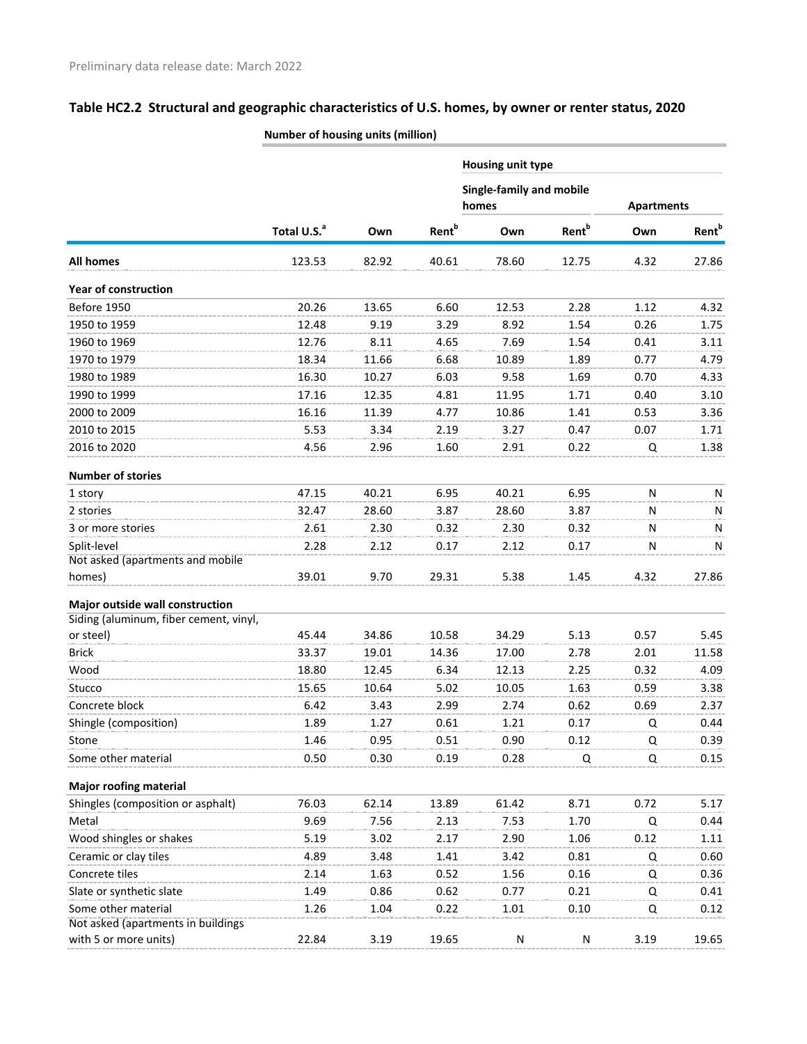Preliminary data release date: March 2022

## Table HC2.2 Structural and geographic characteristics of U.S. homes, by owner or renter status, 2020

| | Number of housing units (million) | | | | | | |
|---|---|---|---|---|---|---|---|
| | | | | Housing unit type | | | |
| | | | | Single-family and mobile homes | | Apartments | |
| | Total U.S.[a] | Own | Rent[b] | Own | Rent[b] | Own | Rent[b] |
| **All homes** | 123.53 | 82.92 | 40.61 | 78.60 | 12.75 | 4.32 | 27.86 |
| **Year of construction** | | | | | | | |
| Before 1950 | 20.26 | 13.65 | 6.60 | 12.53 | 2.28 | 1.12 | 4.32 |
| 1950 to 1959 | 12.48 | 9.19 | 3.29 | 8.92 | 1.54 | 0.26 | 1.75 |
| 1960 to 1969 | 12.76 | 8.11 | 4.65 | 7.69 | 1.54 | 0.41 | 3.11 |
| 1970 to 1979 | 18.34 | 11.66 | 6.68 | 10.89 | 1.89 | 0.77 | 4.79 |
| 1980 to 1989 | 16.30 | 10.27 | 6.03 | 9.58 | 1.69 | 0.70 | 4.33 |
| 1990 to 1999 | 17.16 | 12.35 | 4.81 | 11.95 | 1.71 | 0.40 | 3.10 |
| 2000 to 2009 | 16.16 | 11.39 | 4.77 | 10.86 | 1.41 | 0.53 | 3.36 |
| 2010 to 2015 | 5.53 | 3.34 | 2.19 | 3.27 | 0.47 | 0.07 | 1.71 |
| 2016 to 2020 | 4.56 | 2.96 | 1.60 | 2.91 | 0.22 | Q | 1.38 |
| **Number of stories** | | | | | | | |
| 1 story | 47.15 | 40.21 | 6.95 | 40.21 | 6.95 | N | N |
| 2 stories | 32.47 | 28.60 | 3.87 | 28.60 | 3.87 | N | N |
| 3 or more stories | 2.61 | 2.30 | 0.32 | 2.30 | 0.32 | N | N |
| Split-level | 2.28 | 2.12 | 0.17 | 2.12 | 0.17 | N | N |
| Not asked (apartments and mobile homes) | 39.01 | 9.70 | 29.31 | 5.38 | 1.45 | 4.32 | 27.86 |
| **Major outside wall construction** | | | | | | | |
| Siding (aluminum, fiber cement, vinyl, or steel) | 45.44 | 34.86 | 10.58 | 34.29 | 5.13 | 0.57 | 5.45 |
| Brick | 33.37 | 19.01 | 14.36 | 17.00 | 2.78 | 2.01 | 11.58 |
| Wood | 18.80 | 12.45 | 6.34 | 12.13 | 2.25 | 0.32 | 4.09 |
| Stucco | 15.65 | 10.64 | 5.02 | 10.05 | 1.63 | 0.59 | 3.38 |
| Concrete block | 6.42 | 3.43 | 2.99 | 2.74 | 0.62 | 0.69 | 2.37 |
| Shingle (composition) | 1.89 | 1.27 | 0.61 | 1.21 | 0.17 | Q | 0.44 |
| Stone | 1.46 | 0.95 | 0.51 | 0.90 | 0.12 | Q | 0.39 |
| Some other material | 0.50 | 0.30 | 0.19 | 0.28 | Q | Q | 0.15 |
| **Major roofing material** | | | | | | | |
| Shingles (composition or asphalt) | 76.03 | 62.14 | 13.89 | 61.42 | 8.71 | 0.72 | 5.17 |
| Metal | 9.69 | 7.56 | 2.13 | 7.53 | 1.70 | Q | 0.44 |
| Wood shingles or shakes | 5.19 | 3.02 | 2.17 | 2.90 | 1.06 | 0.12 | 1.11 |
| Ceramic or clay tiles | 4.89 | 3.48 | 1.41 | 3.42 | 0.81 | Q | 0.60 |
| Concrete tiles | 2.14 | 1.63 | 0.52 | 1.56 | 0.16 | Q | 0.36 |
| Slate or synthetic slate | 1.49 | 0.86 | 0.62 | 0.77 | 0.21 | Q | 0.41 |
| Some other material | 1.26 | 1.04 | 0.22 | 1.01 | 0.10 | Q | 0.12 |
| Not asked (apartments in buildings with 5 or more units) | 22.84 | 3.19 | 19.65 | N | N | 3.19 | 19.65 |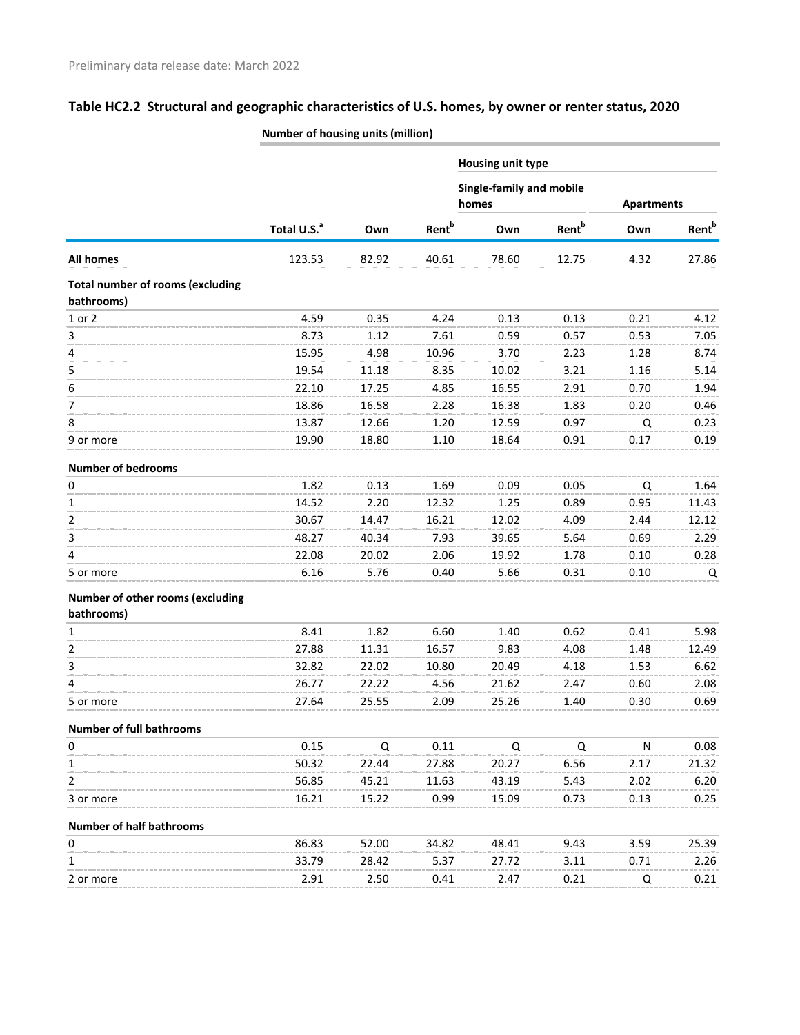Preliminary data release date: March 2022

## Table HC2.2 Structural and geographic characteristics of U.S. homes, by owner or renter status, 2020

| | Number of housing units (million) | | | | | | |
|---|---|---|---|---|---|---|---|
| | | | | Housing unit type | | | |
| | | | | Single-family and mobile homes | | Apartments | |
| | Total U.S.[a] | Own | Rent[b] | Own | Rent[b] | Own | Rent[b] |
| **All homes** | 123.53 | 82.92 | 40.61 | 78.60 | 12.75 | 4.32 | 27.86 |
| **Total number of rooms (excluding bathrooms)** | | | | | | | |
| 1 or 2 | 4.59 | 0.35 | 4.24 | 0.13 | 0.13 | 0.21 | 4.12 |
| 3 | 8.73 | 1.12 | 7.61 | 0.59 | 0.57 | 0.53 | 7.05 |
| 4 | 15.95 | 4.98 | 10.96 | 3.70 | 2.23 | 1.28 | 8.74 |
| 5 | 19.54 | 11.18 | 8.35 | 10.02 | 3.21 | 1.16 | 5.14 |
| 6 | 22.10 | 17.25 | 4.85 | 16.55 | 2.91 | 0.70 | 1.94 |
| 7 | 18.86 | 16.58 | 2.28 | 16.38 | 1.83 | 0.20 | 0.46 |
| 8 | 13.87 | 12.66 | 1.20 | 12.59 | 0.97 | Q | 0.23 |
| 9 or more | 19.90 | 18.80 | 1.10 | 18.64 | 0.91 | 0.17 | 0.19 |
| **Number of bedrooms** | | | | | | | |
| 0 | 1.82 | 0.13 | 1.69 | 0.09 | 0.05 | Q | 1.64 |
| 1 | 14.52 | 2.20 | 12.32 | 1.25 | 0.89 | 0.95 | 11.43 |
| 2 | 30.67 | 14.47 | 16.21 | 12.02 | 4.09 | 2.44 | 12.12 |
| 3 | 48.27 | 40.34 | 7.93 | 39.65 | 5.64 | 0.69 | 2.29 |
| 4 | 22.08 | 20.02 | 2.06 | 19.92 | 1.78 | 0.10 | 0.28 |
| 5 or more | 6.16 | 5.76 | 0.40 | 5.66 | 0.31 | 0.10 | Q |
| **Number of other rooms (excluding bathrooms)** | | | | | | | |
| 1 | 8.41 | 1.82 | 6.60 | 1.40 | 0.62 | 0.41 | 5.98 |
| 2 | 27.88 | 11.31 | 16.57 | 9.83 | 4.08 | 1.48 | 12.49 |
| 3 | 32.82 | 22.02 | 10.80 | 20.49 | 4.18 | 1.53 | 6.62 |
| 4 | 26.77 | 22.22 | 4.56 | 21.62 | 2.47 | 0.60 | 2.08 |
| 5 or more | 27.64 | 25.55 | 2.09 | 25.26 | 1.40 | 0.30 | 0.69 |
| **Number of full bathrooms** | | | | | | | |
| 0 | 0.15 | Q | 0.11 | Q | Q | N | 0.08 |
| 1 | 50.32 | 22.44 | 27.88 | 20.27 | 6.56 | 2.17 | 21.32 |
| 2 | 56.85 | 45.21 | 11.63 | 43.19 | 5.43 | 2.02 | 6.20 |
| 3 or more | 16.21 | 15.22 | 0.99 | 15.09 | 0.73 | 0.13 | 0.25 |
| **Number of half bathrooms** | | | | | | | |
| 0 | 86.83 | 52.00 | 34.82 | 48.41 | 9.43 | 3.59 | 25.39 |
| 1 | 33.79 | 28.42 | 5.37 | 27.72 | 3.11 | 0.71 | 2.26 |
| 2 or more | 2.91 | 2.50 | 0.41 | 2.47 | 0.21 | Q | 0.21 |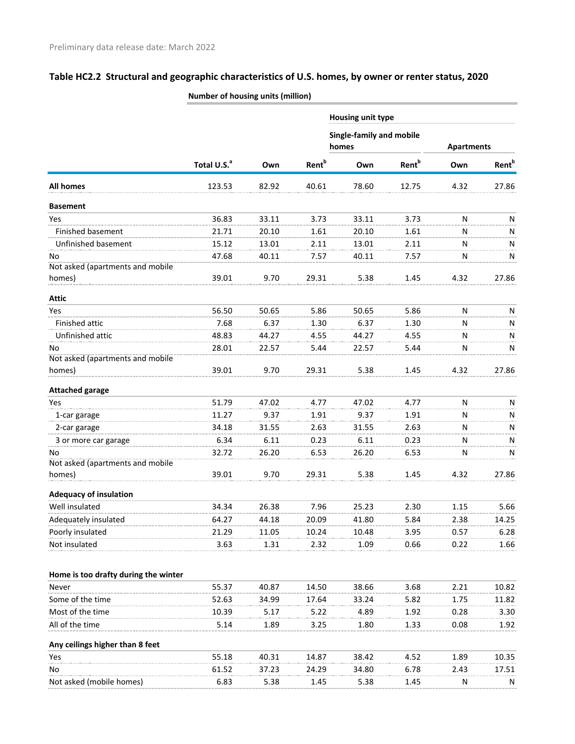Preliminary data release date: March 2022

## Table HC2.2 Structural and geographic characteristics of U.S. homes, by owner or renter status, 2020

| | Number of housing units (million) | | | | | | |
|---|---|---|---|---|---|---|---|
| | | | | Housing unit type | | | |
| | | | | Single-family and mobile homes | | Apartments | |
| | Total U.S.[a] | Own | Rent[b] | Own | Rent[b] | Own | Rent[b] |
| **All homes** | 123.53 | 82.92 | 40.61 | 78.60 | 12.75 | 4.32 | 27.86 |
| **Basement** | | | | | | | |
| Yes | 36.83 | 33.11 | 3.73 | 33.11 | 3.73 | N | N |
| Finished basement | 21.71 | 20.10 | 1.61 | 20.10 | 1.61 | N | N |
| Unfinished basement | 15.12 | 13.01 | 2.11 | 13.01 | 2.11 | N | N |
| No | 47.68 | 40.11 | 7.57 | 40.11 | 7.57 | N | N |
| Not asked (apartments and mobile homes) | 39.01 | 9.70 | 29.31 | 5.38 | 1.45 | 4.32 | 27.86 |
| **Attic** | | | | | | | |
| Yes | 56.50 | 50.65 | 5.86 | 50.65 | 5.86 | N | N |
| Finished attic | 7.68 | 6.37 | 1.30 | 6.37 | 1.30 | N | N |
| Unfinished attic | 48.83 | 44.27 | 4.55 | 44.27 | 4.55 | N | N |
| No | 28.01 | 22.57 | 5.44 | 22.57 | 5.44 | N | N |
| Not asked (apartments and mobile homes) | 39.01 | 9.70 | 29.31 | 5.38 | 1.45 | 4.32 | 27.86 |
| **Attached garage** | | | | | | | |
| Yes | 51.79 | 47.02 | 4.77 | 47.02 | 4.77 | N | N |
| 1-car garage | 11.27 | 9.37 | 1.91 | 9.37 | 1.91 | N | N |
| 2-car garage | 34.18 | 31.55 | 2.63 | 31.55 | 2.63 | N | N |
| 3 or more car garage | 6.34 | 6.11 | 0.23 | 6.11 | 0.23 | N | N |
| No | 32.72 | 26.20 | 6.53 | 26.20 | 6.53 | N | N |
| Not asked (apartments and mobile homes) | 39.01 | 9.70 | 29.31 | 5.38 | 1.45 | 4.32 | 27.86 |
| **Adequacy of insulation** | | | | | | | |
| Well insulated | 34.34 | 26.38 | 7.96 | 25.23 | 2.30 | 1.15 | 5.66 |
| Adequately insulated | 64.27 | 44.18 | 20.09 | 41.80 | 5.84 | 2.38 | 14.25 |
| Poorly insulated | 21.29 | 11.05 | 10.24 | 10.48 | 3.95 | 0.57 | 6.28 |
| Not insulated | 3.63 | 1.31 | 2.32 | 1.09 | 0.66 | 0.22 | 1.66 |
| **Home is too drafty during the winter** | | | | | | | |
| Never | 55.37 | 40.87 | 14.50 | 38.66 | 3.68 | 2.21 | 10.82 |
| Some of the time | 52.63 | 34.99 | 17.64 | 33.24 | 5.82 | 1.75 | 11.82 |
| Most of the time | 10.39 | 5.17 | 5.22 | 4.89 | 1.92 | 0.28 | 3.30 |
| All of the time | 5.14 | 1.89 | 3.25 | 1.80 | 1.33 | 0.08 | 1.92 |
| **Any ceilings higher than 8 feet** | | | | | | | |
| Yes | 55.18 | 40.31 | 14.87 | 38.42 | 4.52 | 1.89 | 10.35 |
| No | 61.52 | 37.23 | 24.29 | 34.80 | 6.78 | 2.43 | 17.51 |
| Not asked (mobile homes) | 6.83 | 5.38 | 1.45 | 5.38 | 1.45 | N | N |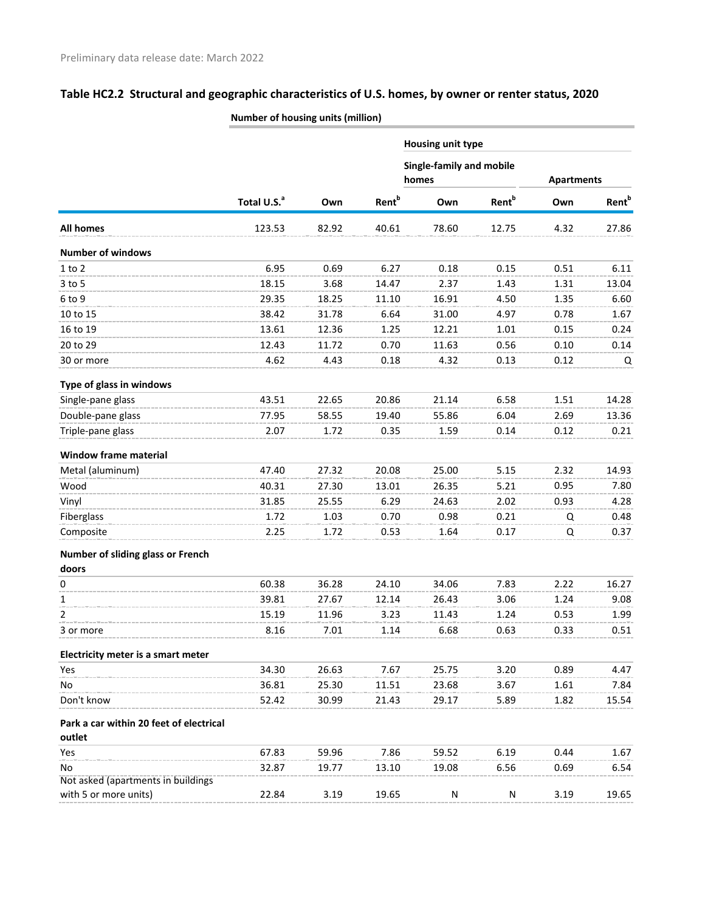Preliminary data release date: March 2022

## Table HC2.2 Structural and geographic characteristics of U.S. homes, by owner or renter status, 2020

| | Number of housing units (million) | | | | | | |
|---|---|---|---|---|---|---|---|
| | | | | Housing unit type | | | |
| | | | | Single-family and mobile homes | | Apartments | |
| | Total U.S.[a] | Own | Rent[b] | Own | Rent[b] | Own | Rent[b] |
| **All homes** | 123.53 | 82.92 | 40.61 | 78.60 | 12.75 | 4.32 | 27.86 |
| **Number of windows** | | | | | | | |
| 1 to 2 | 6.95 | 0.69 | 6.27 | 0.18 | 0.15 | 0.51 | 6.11 |
| 3 to 5 | 18.15 | 3.68 | 14.47 | 2.37 | 1.43 | 1.31 | 13.04 |
| 6 to 9 | 29.35 | 18.25 | 11.10 | 16.91 | 4.50 | 1.35 | 6.60 |
| 10 to 15 | 38.42 | 31.78 | 6.64 | 31.00 | 4.97 | 0.78 | 1.67 |
| 16 to 19 | 13.61 | 12.36 | 1.25 | 12.21 | 1.01 | 0.15 | 0.24 |
| 20 to 29 | 12.43 | 11.72 | 0.70 | 11.63 | 0.56 | 0.10 | 0.14 |
| 30 or more | 4.62 | 4.43 | 0.18 | 4.32 | 0.13 | 0.12 | Q |
| **Type of glass in windows** | | | | | | | |
| Single-pane glass | 43.51 | 22.65 | 20.86 | 21.14 | 6.58 | 1.51 | 14.28 |
| Double-pane glass | 77.95 | 58.55 | 19.40 | 55.86 | 6.04 | 2.69 | 13.36 |
| Triple-pane glass | 2.07 | 1.72 | 0.35 | 1.59 | 0.14 | 0.12 | 0.21 |
| **Window frame material** | | | | | | | |
| Metal (aluminum) | 47.40 | 27.32 | 20.08 | 25.00 | 5.15 | 2.32 | 14.93 |
| Wood | 40.31 | 27.30 | 13.01 | 26.35 | 5.21 | 0.95 | 7.80 |
| Vinyl | 31.85 | 25.55 | 6.29 | 24.63 | 2.02 | 0.93 | 4.28 |
| Fiberglass | 1.72 | 1.03 | 0.70 | 0.98 | 0.21 | Q | 0.48 |
| Composite | 2.25 | 1.72 | 0.53 | 1.64 | 0.17 | Q | 0.37 |
| **Number of sliding glass or French doors** | | | | | | | |
| 0 | 60.38 | 36.28 | 24.10 | 34.06 | 7.83 | 2.22 | 16.27 |
| 1 | 39.81 | 27.67 | 12.14 | 26.43 | 3.06 | 1.24 | 9.08 |
| 2 | 15.19 | 11.96 | 3.23 | 11.43 | 1.24 | 0.53 | 1.99 |
| 3 or more | 8.16 | 7.01 | 1.14 | 6.68 | 0.63 | 0.33 | 0.51 |
| **Electricity meter is a smart meter** | | | | | | | |
| Yes | 34.30 | 26.63 | 7.67 | 25.75 | 3.20 | 0.89 | 4.47 |
| No | 36.81 | 25.30 | 11.51 | 23.68 | 3.67 | 1.61 | 7.84 |
| Don't know | 52.42 | 30.99 | 21.43 | 29.17 | 5.89 | 1.82 | 15.54 |
| **Park a car within 20 feet of electrical outlet** | | | | | | | |
| Yes | 67.83 | 59.96 | 7.86 | 59.52 | 6.19 | 0.44 | 1.67 |
| No | 32.87 | 19.77 | 13.10 | 19.08 | 6.56 | 0.69 | 6.54 |
| Not asked (apartments in buildings with 5 or more units) | 22.84 | 3.19 | 19.65 | N | N | 3.19 | 19.65 |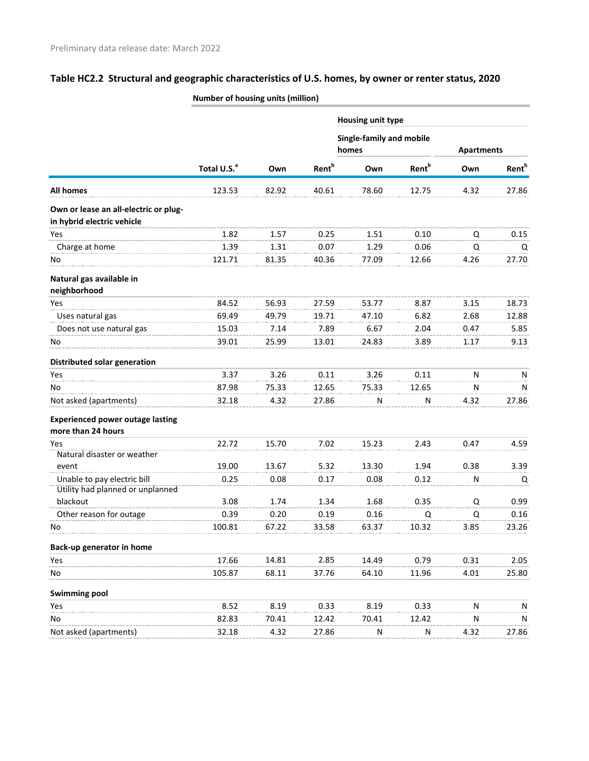Preliminary data release date: March 2022

## Table HC2.2 Structural and geographic characteristics of U.S. homes, by owner or renter status, 2020

Number of housing units (million)

| | | | | Housing unit type | | | |
|---|---|---|---|---|---|---|---|
| | | | | Single-family and mobile homes | | Apartments | |
| | Total U.S.[a] | Own | Rent[b] | Own | Rent[b] | Own | Rent[b] |
| **All homes** | 123.53 | 82.92 | 40.61 | 78.60 | 12.75 | 4.32 | 27.86 |
| **Own or lease an all-electric or plug-in hybrid electric vehicle** | | | | | | | |
| Yes | 1.82 | 1.57 | 0.25 | 1.51 | 0.10 | Q | 0.15 |
| Charge at home | 1.39 | 1.31 | 0.07 | 1.29 | 0.06 | Q | Q |
| No | 121.71 | 81.35 | 40.36 | 77.09 | 12.66 | 4.26 | 27.70 |
| **Natural gas available in neighborhood** | | | | | | | |
| Yes | 84.52 | 56.93 | 27.59 | 53.77 | 8.87 | 3.15 | 18.73 |
| Uses natural gas | 69.49 | 49.79 | 19.71 | 47.10 | 6.82 | 2.68 | 12.88 |
| Does not use natural gas | 15.03 | 7.14 | 7.89 | 6.67 | 2.04 | 0.47 | 5.85 |
| No | 39.01 | 25.99 | 13.01 | 24.83 | 3.89 | 1.17 | 9.13 |
| **Distributed solar generation** | | | | | | | |
| Yes | 3.37 | 3.26 | 0.11 | 3.26 | 0.11 | N | N |
| No | 87.98 | 75.33 | 12.65 | 75.33 | 12.65 | N | N |
| Not asked (apartments) | 32.18 | 4.32 | 27.86 | N | N | 4.32 | 27.86 |
| **Experienced power outage lasting more than 24 hours** | | | | | | | |
| Yes | 22.72 | 15.70 | 7.02 | 15.23 | 2.43 | 0.47 | 4.59 |
| Natural disaster or weather event | 19.00 | 13.67 | 5.32 | 13.30 | 1.94 | 0.38 | 3.39 |
| Unable to pay electric bill | 0.25 | 0.08 | 0.17 | 0.08 | 0.12 | N | Q |
| Utility had planned or unplanned blackout | 3.08 | 1.74 | 1.34 | 1.68 | 0.35 | Q | 0.99 |
| Other reason for outage | 0.39 | 0.20 | 0.19 | 0.16 | Q | Q | 0.16 |
| No | 100.81 | 67.22 | 33.58 | 63.37 | 10.32 | 3.85 | 23.26 |
| **Back-up generator in home** | | | | | | | |
| Yes | 17.66 | 14.81 | 2.85 | 14.49 | 0.79 | 0.31 | 2.05 |
| No | 105.87 | 68.11 | 37.76 | 64.10 | 11.96 | 4.01 | 25.80 |
| **Swimming pool** | | | | | | | |
| Yes | 8.52 | 8.19 | 0.33 | 8.19 | 0.33 | N | N |
| No | 82.83 | 70.41 | 12.42 | 70.41 | 12.42 | N | N |
| Not asked (apartments) | 32.18 | 4.32 | 27.86 | N | N | 4.32 | 27.86 |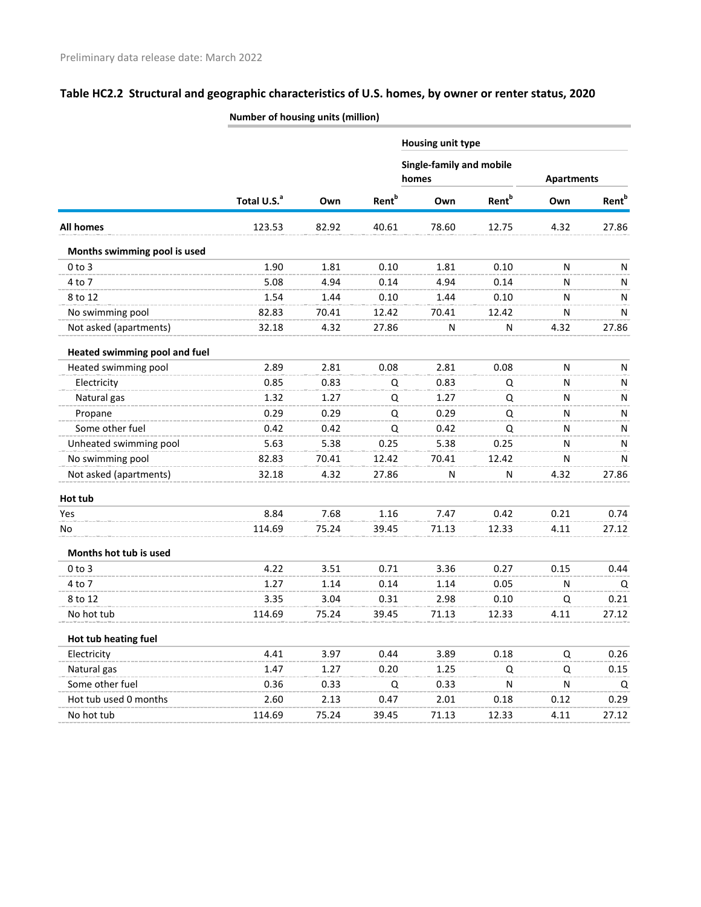Preliminary data release date: March 2022

## Table HC2.2 Structural and geographic characteristics of U.S. homes, by owner or renter status, 2020

| | Number of housing units (million) | | | | | | |
|---|---|---|---|---|---|---|---|
| | | | | Housing unit type | | | |
| | | | | Single-family and mobile homes | | Apartments | |
| | Total U.S.[a] | Own | Rent[b] | Own | Rent[b] | Own | Rent[b] |
| **All homes** | 123.53 | 82.92 | 40.61 | 78.60 | 12.75 | 4.32 | 27.86 |
| **Months swimming pool is used** | | | | | | | |
| 0 to 3 | 1.90 | 1.81 | 0.10 | 1.81 | 0.10 | N | N |
| 4 to 7 | 5.08 | 4.94 | 0.14 | 4.94 | 0.14 | N | N |
| 8 to 12 | 1.54 | 1.44 | 0.10 | 1.44 | 0.10 | N | N |
| No swimming pool | 82.83 | 70.41 | 12.42 | 70.41 | 12.42 | N | N |
| Not asked (apartments) | 32.18 | 4.32 | 27.86 | N | N | 4.32 | 27.86 |
| **Heated swimming pool and fuel** | | | | | | | |
| Heated swimming pool | 2.89 | 2.81 | 0.08 | 2.81 | 0.08 | N | N |
| Electricity | 0.85 | 0.83 | Q | 0.83 | Q | N | N |
| Natural gas | 1.32 | 1.27 | Q | 1.27 | Q | N | N |
| Propane | 0.29 | 0.29 | Q | 0.29 | Q | N | N |
| Some other fuel | 0.42 | 0.42 | Q | 0.42 | Q | N | N |
| Unheated swimming pool | 5.63 | 5.38 | 0.25 | 5.38 | 0.25 | N | N |
| No swimming pool | 82.83 | 70.41 | 12.42 | 70.41 | 12.42 | N | N |
| Not asked (apartments) | 32.18 | 4.32 | 27.86 | N | N | 4.32 | 27.86 |
| **Hot tub** | | | | | | | |
| Yes | 8.84 | 7.68 | 1.16 | 7.47 | 0.42 | 0.21 | 0.74 |
| No | 114.69 | 75.24 | 39.45 | 71.13 | 12.33 | 4.11 | 27.12 |
| **Months hot tub is used** | | | | | | | |
| 0 to 3 | 4.22 | 3.51 | 0.71 | 3.36 | 0.27 | 0.15 | 0.44 |
| 4 to 7 | 1.27 | 1.14 | 0.14 | 1.14 | 0.05 | N | Q |
| 8 to 12 | 3.35 | 3.04 | 0.31 | 2.98 | 0.10 | Q | 0.21 |
| No hot tub | 114.69 | 75.24 | 39.45 | 71.13 | 12.33 | 4.11 | 27.12 |
| **Hot tub heating fuel** | | | | | | | |
| Electricity | 4.41 | 3.97 | 0.44 | 3.89 | 0.18 | Q | 0.26 |
| Natural gas | 1.47 | 1.27 | 0.20 | 1.25 | Q | Q | 0.15 |
| Some other fuel | 0.36 | 0.33 | Q | 0.33 | N | N | Q |
| Hot tub used 0 months | 2.60 | 2.13 | 0.47 | 2.01 | 0.18 | 0.12 | 0.29 |
| No hot tub | 114.69 | 75.24 | 39.45 | 71.13 | 12.33 | 4.11 | 27.12 |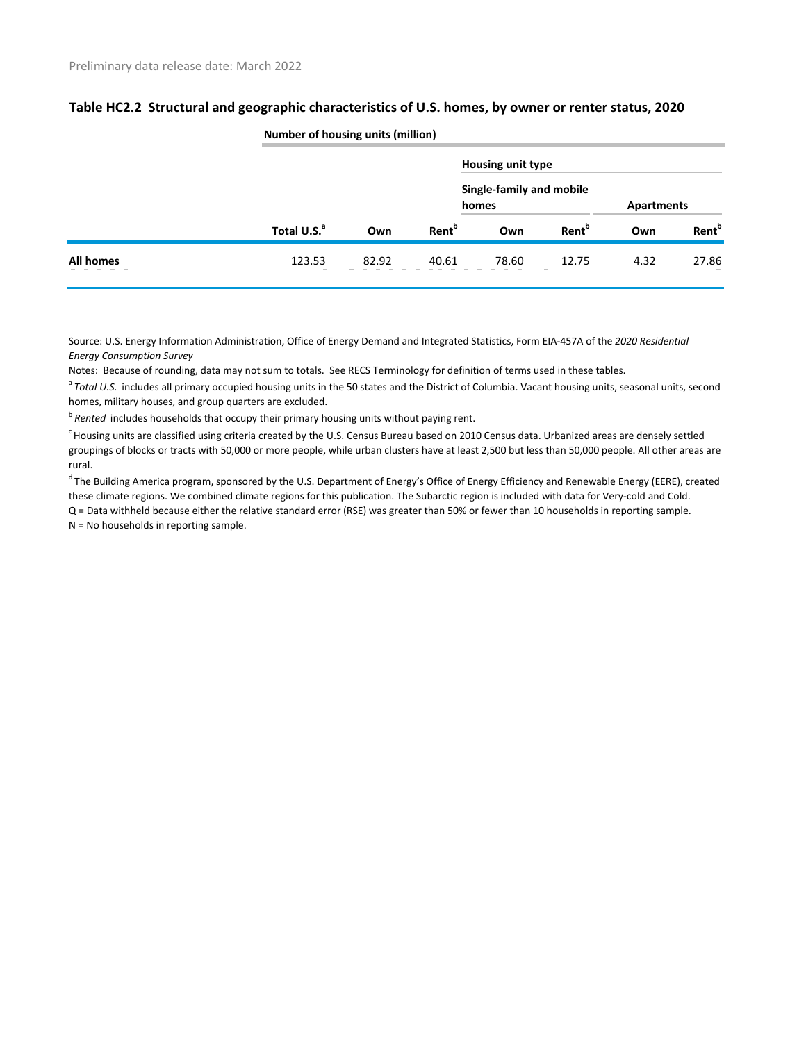Preliminary data release date: March 2022

## Table HC2.2 Structural and geographic characteristics of U.S. homes, by owner or renter status, 2020

| | Number of housing units (million) | | | | | | |
|---|---|---|---|---|---|---|---|
| | | | | Housing unit type | | | |
| | | | | Single-family and mobile homes | | Apartments | |
| | Total U.S.[a] | Own | Rent[b] | Own | Rent[b] | Own | Rent[b] |
| **All homes** | 123.53 | 82.92 | 40.61 | 78.60 | 12.75 | 4.32 | 27.86 |

Source: U.S. Energy Information Administration, Office of Energy Demand and Integrated Statistics, Form EIA-457A of the *2020 Residential Energy Consumption Survey*

Notes: Because of rounding, data may not sum to totals. See RECS Terminology for definition of terms used in these tables.

[a] *Total U.S.* includes all primary occupied housing units in the 50 states and the District of Columbia. Vacant housing units, seasonal units, second homes, military houses, and group quarters are excluded.

[b] *Rented* includes households that occupy their primary housing units without paying rent.

[c] Housing units are classified using criteria created by the U.S. Census Bureau based on 2010 Census data. Urbanized areas are densely settled groupings of blocks or tracts with 50,000 or more people, while urban clusters have at least 2,500 but less than 50,000 people. All other areas are rural.

[d] The Building America program, sponsored by the U.S. Department of Energy's Office of Energy Efficiency and Renewable Energy (EERE), created these climate regions. We combined climate regions for this publication. The Subarctic region is included with data for Very-cold and Cold.

Q = Data withheld because either the relative standard error (RSE) was greater than 50% or fewer than 10 households in reporting sample.

N = No households in reporting sample.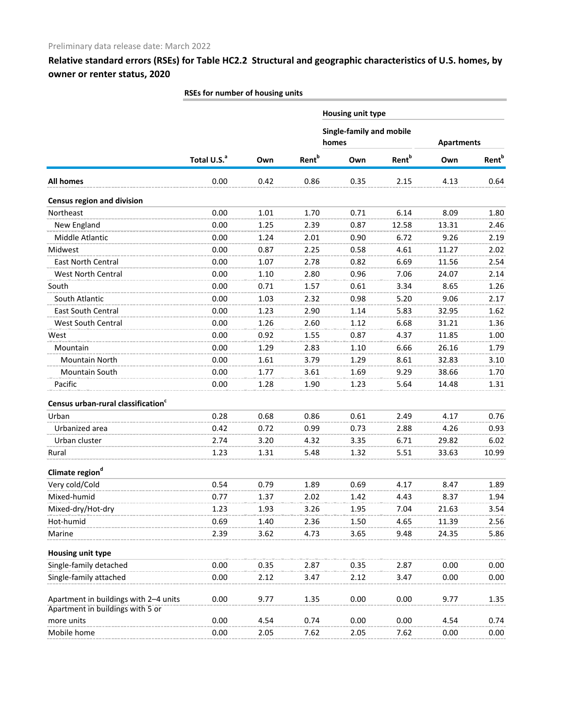Preliminary data release date: March 2022

## Relative standard errors (RSEs) for Table HC2.2 Structural and geographic characteristics of U.S. homes, by owner or renter status, 2020

| | RSEs for number of housing units | | | | | | |
|---|---|---|---|---|---|---|---|
| | | | | Housing unit type | | | |
| | | | | Single-family and mobile homes | | Apartments | |
| | Total U.S.[a] | Own | Rent[b] | Own | Rent[b] | Own | Rent[b] |
| **All homes** | 0.00 | 0.42 | 0.86 | 0.35 | 2.15 | 4.13 | 0.64 |
| **Census region and division** | | | | | | | |
| Northeast | 0.00 | 1.01 | 1.70 | 0.71 | 6.14 | 8.09 | 1.80 |
| New England | 0.00 | 1.25 | 2.39 | 0.87 | 12.58 | 13.31 | 2.46 |
| Middle Atlantic | 0.00 | 1.24 | 2.01 | 0.90 | 6.72 | 9.26 | 2.19 |
| Midwest | 0.00 | 0.87 | 2.25 | 0.58 | 4.61 | 11.27 | 2.02 |
| East North Central | 0.00 | 1.07 | 2.78 | 0.82 | 6.69 | 11.56 | 2.54 |
| West North Central | 0.00 | 1.10 | 2.80 | 0.96 | 7.06 | 24.07 | 2.14 |
| South | 0.00 | 0.71 | 1.57 | 0.61 | 3.34 | 8.65 | 1.26 |
| South Atlantic | 0.00 | 1.03 | 2.32 | 0.98 | 5.20 | 9.06 | 2.17 |
| East South Central | 0.00 | 1.23 | 2.90 | 1.14 | 5.83 | 32.95 | 1.62 |
| West South Central | 0.00 | 1.26 | 2.60 | 1.12 | 6.68 | 31.21 | 1.36 |
| West | 0.00 | 0.92 | 1.55 | 0.87 | 4.37 | 11.85 | 1.00 |
| Mountain | 0.00 | 1.29 | 2.83 | 1.10 | 6.66 | 26.16 | 1.79 |
| Mountain North | 0.00 | 1.61 | 3.79 | 1.29 | 8.61 | 32.83 | 3.10 |
| Mountain South | 0.00 | 1.77 | 3.61 | 1.69 | 9.29 | 38.66 | 1.70 |
| Pacific | 0.00 | 1.28 | 1.90 | 1.23 | 5.64 | 14.48 | 1.31 |
| **Census urban-rural classification[c]** | | | | | | | |
| Urban | 0.28 | 0.68 | 0.86 | 0.61 | 2.49 | 4.17 | 0.76 |
| Urbanized area | 0.42 | 0.72 | 0.99 | 0.73 | 2.88 | 4.26 | 0.93 |
| Urban cluster | 2.74 | 3.20 | 4.32 | 3.35 | 6.71 | 29.82 | 6.02 |
| Rural | 1.23 | 1.31 | 5.48 | 1.32 | 5.51 | 33.63 | 10.99 |
| **Climate region[d]** | | | | | | | |
| Very cold/Cold | 0.54 | 0.79 | 1.89 | 0.69 | 4.17 | 8.47 | 1.89 |
| Mixed-humid | 0.77 | 1.37 | 2.02 | 1.42 | 4.43 | 8.37 | 1.94 |
| Mixed-dry/Hot-dry | 1.23 | 1.93 | 3.26 | 1.95 | 7.04 | 21.63 | 3.54 |
| Hot-humid | 0.69 | 1.40 | 2.36 | 1.50 | 4.65 | 11.39 | 2.56 |
| Marine | 2.39 | 3.62 | 4.73 | 3.65 | 9.48 | 24.35 | 5.86 |
| **Housing unit type** | | | | | | | |
| Single-family detached | 0.00 | 0.35 | 2.87 | 0.35 | 2.87 | 0.00 | 0.00 |
| Single-family attached | 0.00 | 2.12 | 3.47 | 2.12 | 3.47 | 0.00 | 0.00 |
| Apartment in buildings with 2–4 units | 0.00 | 9.77 | 1.35 | 0.00 | 0.00 | 9.77 | 1.35 |
| Apartment in buildings with 5 or more units | 0.00 | 4.54 | 0.74 | 0.00 | 0.00 | 4.54 | 0.74 |
| Mobile home | 0.00 | 2.05 | 7.62 | 2.05 | 7.62 | 0.00 | 0.00 |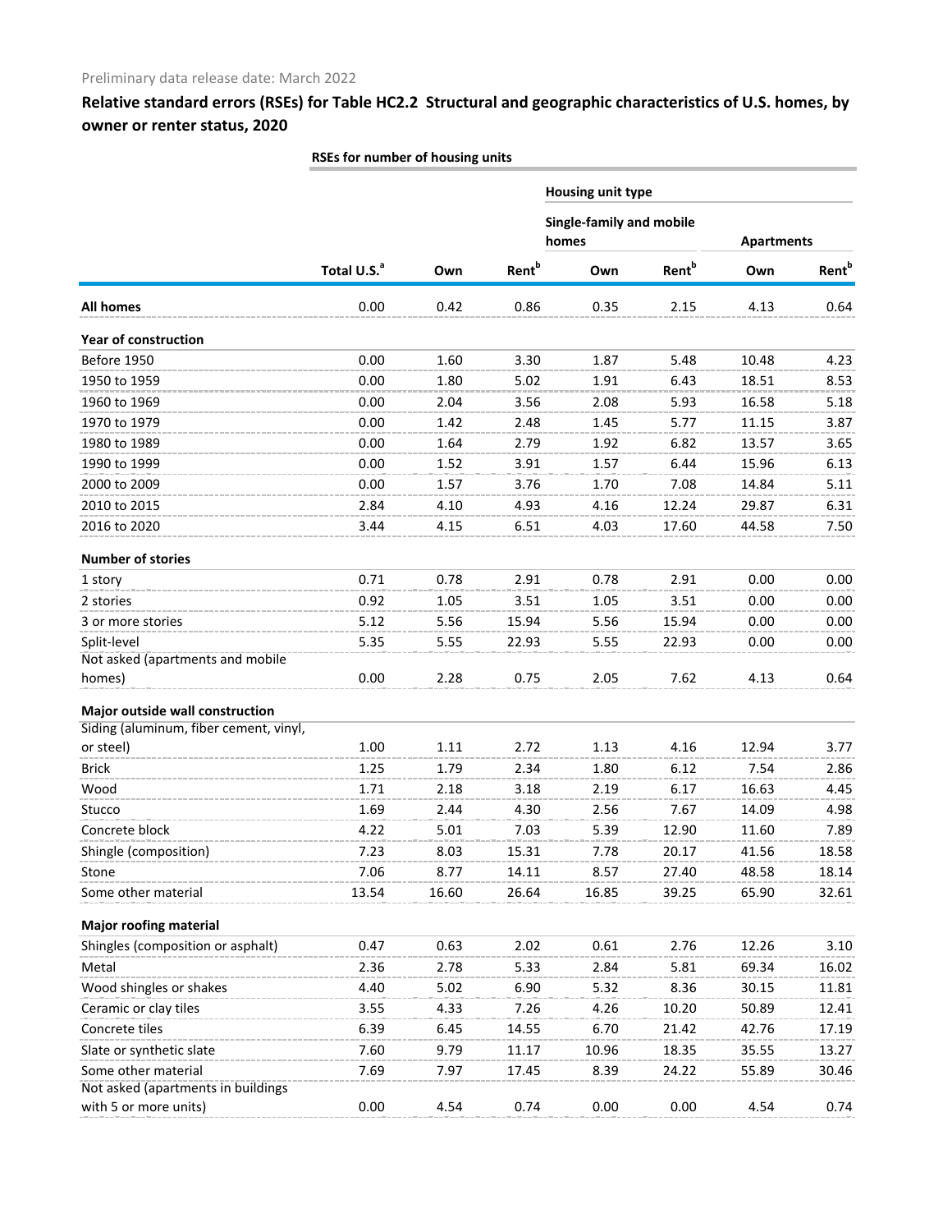Preliminary data release date: March 2022

## Relative standard errors (RSEs) for Table HC2.2 Structural and geographic characteristics of U.S. homes, by owner or renter status, 2020

| | RSEs for number of housing units | | | | | | |
|---|---|---|---|---|---|---|---|
| | | | | Housing unit type | | | |
| | | | | Single-family and mobile homes | | Apartments | |
| | Total U.S.[a] | Own | Rent[b] | Own | Rent[b] | Own | Rent[b] |
| **All homes** | 0.00 | 0.42 | 0.86 | 0.35 | 2.15 | 4.13 | 0.64 |
| **Year of construction** | | | | | | | |
| Before 1950 | 0.00 | 1.60 | 3.30 | 1.87 | 5.48 | 10.48 | 4.23 |
| 1950 to 1959 | 0.00 | 1.80 | 5.02 | 1.91 | 6.43 | 18.51 | 8.53 |
| 1960 to 1969 | 0.00 | 2.04 | 3.56 | 2.08 | 5.93 | 16.58 | 5.18 |
| 1970 to 1979 | 0.00 | 1.42 | 2.48 | 1.45 | 5.77 | 11.15 | 3.87 |
| 1980 to 1989 | 0.00 | 1.64 | 2.79 | 1.92 | 6.82 | 13.57 | 3.65 |
| 1990 to 1999 | 0.00 | 1.52 | 3.91 | 1.57 | 6.44 | 15.96 | 6.13 |
| 2000 to 2009 | 0.00 | 1.57 | 3.76 | 1.70 | 7.08 | 14.84 | 5.11 |
| 2010 to 2015 | 2.84 | 4.10 | 4.93 | 4.16 | 12.24 | 29.87 | 6.31 |
| 2016 to 2020 | 3.44 | 4.15 | 6.51 | 4.03 | 17.60 | 44.58 | 7.50 |
| **Number of stories** | | | | | | | |
| 1 story | 0.71 | 0.78 | 2.91 | 0.78 | 2.91 | 0.00 | 0.00 |
| 2 stories | 0.92 | 1.05 | 3.51 | 1.05 | 3.51 | 0.00 | 0.00 |
| 3 or more stories | 5.12 | 5.56 | 15.94 | 5.56 | 15.94 | 0.00 | 0.00 |
| Split-level | 5.35 | 5.55 | 22.93 | 5.55 | 22.93 | 0.00 | 0.00 |
| Not asked (apartments and mobile homes) | 0.00 | 2.28 | 0.75 | 2.05 | 7.62 | 4.13 | 0.64 |
| **Major outside wall construction** | | | | | | | |
| Siding (aluminum, fiber cement, vinyl, or steel) | 1.00 | 1.11 | 2.72 | 1.13 | 4.16 | 12.94 | 3.77 |
| Brick | 1.25 | 1.79 | 2.34 | 1.80 | 6.12 | 7.54 | 2.86 |
| Wood | 1.71 | 2.18 | 3.18 | 2.19 | 6.17 | 16.63 | 4.45 |
| Stucco | 1.69 | 2.44 | 4.30 | 2.56 | 7.67 | 14.09 | 4.98 |
| Concrete block | 4.22 | 5.01 | 7.03 | 5.39 | 12.90 | 11.60 | 7.89 |
| Shingle (composition) | 7.23 | 8.03 | 15.31 | 7.78 | 20.17 | 41.56 | 18.58 |
| Stone | 7.06 | 8.77 | 14.11 | 8.57 | 27.40 | 48.58 | 18.14 |
| Some other material | 13.54 | 16.60 | 26.64 | 16.85 | 39.25 | 65.90 | 32.61 |
| **Major roofing material** | | | | | | | |
| Shingles (composition or asphalt) | 0.47 | 0.63 | 2.02 | 0.61 | 2.76 | 12.26 | 3.10 |
| Metal | 2.36 | 2.78 | 5.33 | 2.84 | 5.81 | 69.34 | 16.02 |
| Wood shingles or shakes | 4.40 | 5.02 | 6.90 | 5.32 | 8.36 | 30.15 | 11.81 |
| Ceramic or clay tiles | 3.55 | 4.33 | 7.26 | 4.26 | 10.20 | 50.89 | 12.41 |
| Concrete tiles | 6.39 | 6.45 | 14.55 | 6.70 | 21.42 | 42.76 | 17.19 |
| Slate or synthetic slate | 7.60 | 9.79 | 11.17 | 10.96 | 18.35 | 35.55 | 13.27 |
| Some other material | 7.69 | 7.97 | 17.45 | 8.39 | 24.22 | 55.89 | 30.46 |
| Not asked (apartments in buildings with 5 or more units) | 0.00 | 4.54 | 0.74 | 0.00 | 0.00 | 4.54 | 0.74 |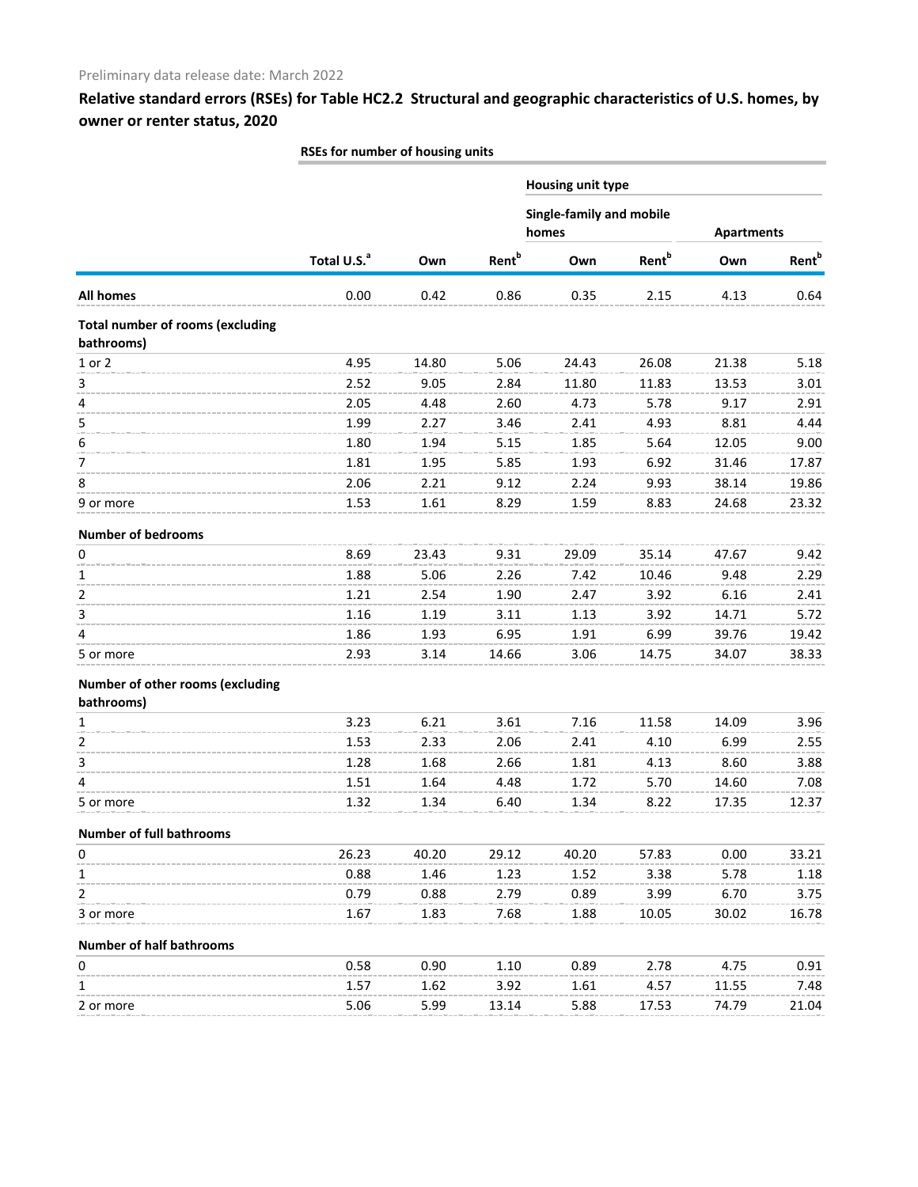Preliminary data release date: March 2022

## Relative standard errors (RSEs) for Table HC2.2 Structural and geographic characteristics of U.S. homes, by owner or renter status, 2020

| | RSEs for number of housing units | | | | | | |
|---|---|---|---|---|---|---|---|
| | | | | Housing unit type | | | |
| | | | | Single-family and mobile homes | | Apartments | |
| | Total U.S.[a] | Own | Rent[b] | Own | Rent[b] | Own | Rent[b] |
| **All homes** | 0.00 | 0.42 | 0.86 | 0.35 | 2.15 | 4.13 | 0.64 |
| **Total number of rooms (excluding bathrooms)** | | | | | | | |
| 1 or 2 | 4.95 | 14.80 | 5.06 | 24.43 | 26.08 | 21.38 | 5.18 |
| 3 | 2.52 | 9.05 | 2.84 | 11.80 | 11.83 | 13.53 | 3.01 |
| 4 | 2.05 | 4.48 | 2.60 | 4.73 | 5.78 | 9.17 | 2.91 |
| 5 | 1.99 | 2.27 | 3.46 | 2.41 | 4.93 | 8.81 | 4.44 |
| 6 | 1.80 | 1.94 | 5.15 | 1.85 | 5.64 | 12.05 | 9.00 |
| 7 | 1.81 | 1.95 | 5.85 | 1.93 | 6.92 | 31.46 | 17.87 |
| 8 | 2.06 | 2.21 | 9.12 | 2.24 | 9.93 | 38.14 | 19.86 |
| 9 or more | 1.53 | 1.61 | 8.29 | 1.59 | 8.83 | 24.68 | 23.32 |
| **Number of bedrooms** | | | | | | | |
| 0 | 8.69 | 23.43 | 9.31 | 29.09 | 35.14 | 47.67 | 9.42 |
| 1 | 1.88 | 5.06 | 2.26 | 7.42 | 10.46 | 9.48 | 2.29 |
| 2 | 1.21 | 2.54 | 1.90 | 2.47 | 3.92 | 6.16 | 2.41 |
| 3 | 1.16 | 1.19 | 3.11 | 1.13 | 3.92 | 14.71 | 5.72 |
| 4 | 1.86 | 1.93 | 6.95 | 1.91 | 6.99 | 39.76 | 19.42 |
| 5 or more | 2.93 | 3.14 | 14.66 | 3.06 | 14.75 | 34.07 | 38.33 |
| **Number of other rooms (excluding bathrooms)** | | | | | | | |
| 1 | 3.23 | 6.21 | 3.61 | 7.16 | 11.58 | 14.09 | 3.96 |
| 2 | 1.53 | 2.33 | 2.06 | 2.41 | 4.10 | 6.99 | 2.55 |
| 3 | 1.28 | 1.68 | 2.66 | 1.81 | 4.13 | 8.60 | 3.88 |
| 4 | 1.51 | 1.64 | 4.48 | 1.72 | 5.70 | 14.60 | 7.08 |
| 5 or more | 1.32 | 1.34 | 6.40 | 1.34 | 8.22 | 17.35 | 12.37 |
| **Number of full bathrooms** | | | | | | | |
| 0 | 26.23 | 40.20 | 29.12 | 40.20 | 57.83 | 0.00 | 33.21 |
| 1 | 0.88 | 1.46 | 1.23 | 1.52 | 3.38 | 5.78 | 1.18 |
| 2 | 0.79 | 0.88 | 2.79 | 0.89 | 3.99 | 6.70 | 3.75 |
| 3 or more | 1.67 | 1.83 | 7.68 | 1.88 | 10.05 | 30.02 | 16.78 |
| **Number of half bathrooms** | | | | | | | |
| 0 | 0.58 | 0.90 | 1.10 | 0.89 | 2.78 | 4.75 | 0.91 |
| 1 | 1.57 | 1.62 | 3.92 | 1.61 | 4.57 | 11.55 | 7.48 |
| 2 or more | 5.06 | 5.99 | 13.14 | 5.88 | 17.53 | 74.79 | 21.04 |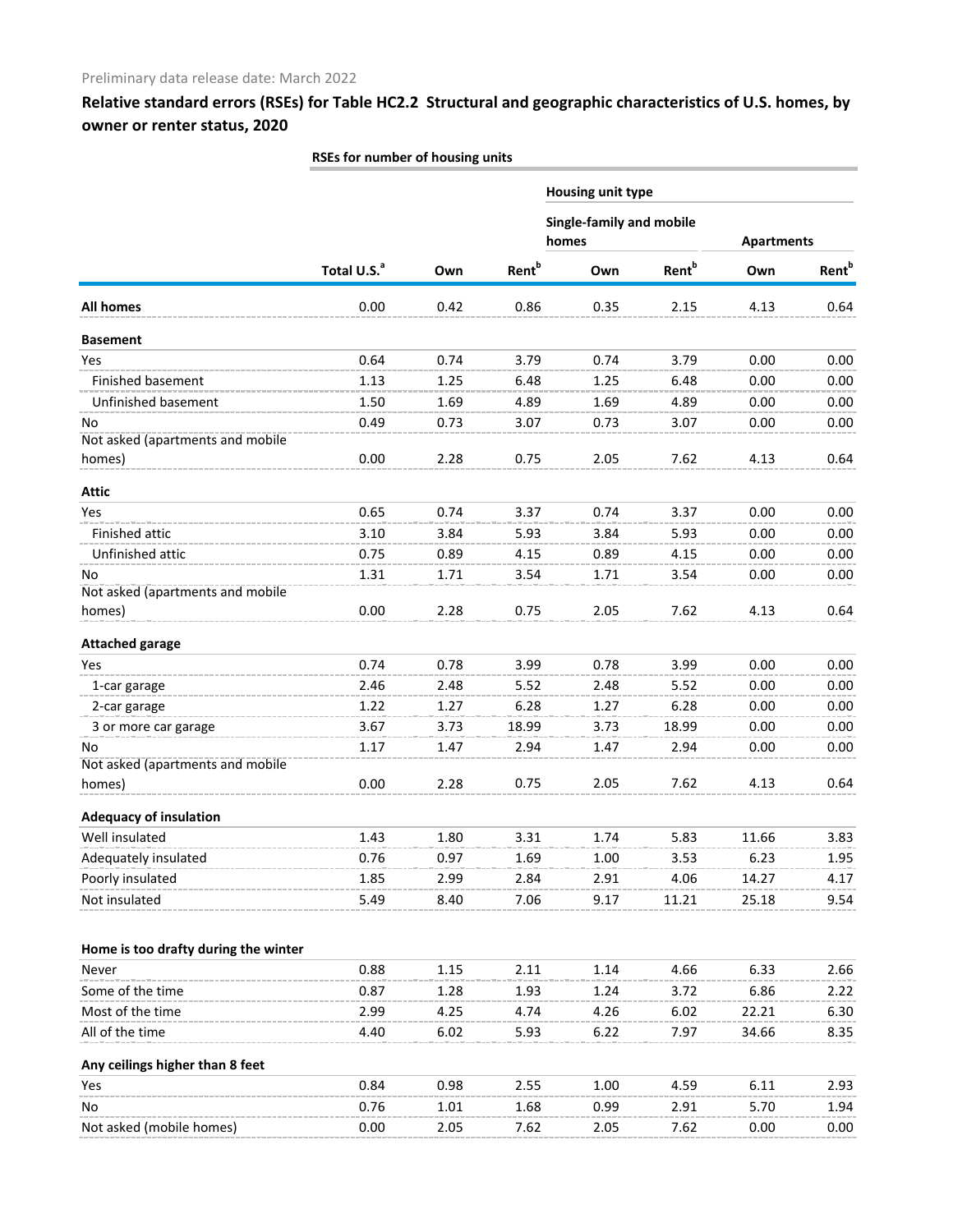Preliminary data release date: March 2022

## Relative standard errors (RSEs) for Table HC2.2 Structural and geographic characteristics of U.S. homes, by owner or renter status, 2020

| | RSEs for number of housing units | | | | | | |
|---|---|---|---|---|---|---|---|
| | | | | Housing unit type | | | |
| | | | | Single-family and mobile homes | | Apartments | |
| | Total U.S.[a] | Own | Rent[b] | Own | Rent[b] | Own | Rent[b] |
| **All homes** | 0.00 | 0.42 | 0.86 | 0.35 | 2.15 | 4.13 | 0.64 |
| **Basement** | | | | | | | |
| Yes | 0.64 | 0.74 | 3.79 | 0.74 | 3.79 | 0.00 | 0.00 |
| Finished basement | 1.13 | 1.25 | 6.48 | 1.25 | 6.48 | 0.00 | 0.00 |
| Unfinished basement | 1.50 | 1.69 | 4.89 | 1.69 | 4.89 | 0.00 | 0.00 |
| No | 0.49 | 0.73 | 3.07 | 0.73 | 3.07 | 0.00 | 0.00 |
| Not asked (apartments and mobile homes) | 0.00 | 2.28 | 0.75 | 2.05 | 7.62 | 4.13 | 0.64 |
| **Attic** | | | | | | | |
| Yes | 0.65 | 0.74 | 3.37 | 0.74 | 3.37 | 0.00 | 0.00 |
| Finished attic | 3.10 | 3.84 | 5.93 | 3.84 | 5.93 | 0.00 | 0.00 |
| Unfinished attic | 0.75 | 0.89 | 4.15 | 0.89 | 4.15 | 0.00 | 0.00 |
| No | 1.31 | 1.71 | 3.54 | 1.71 | 3.54 | 0.00 | 0.00 |
| Not asked (apartments and mobile homes) | 0.00 | 2.28 | 0.75 | 2.05 | 7.62 | 4.13 | 0.64 |
| **Attached garage** | | | | | | | |
| Yes | 0.74 | 0.78 | 3.99 | 0.78 | 3.99 | 0.00 | 0.00 |
| 1-car garage | 2.46 | 2.48 | 5.52 | 2.48 | 5.52 | 0.00 | 0.00 |
| 2-car garage | 1.22 | 1.27 | 6.28 | 1.27 | 6.28 | 0.00 | 0.00 |
| 3 or more car garage | 3.67 | 3.73 | 18.99 | 3.73 | 18.99 | 0.00 | 0.00 |
| No | 1.17 | 1.47 | 2.94 | 1.47 | 2.94 | 0.00 | 0.00 |
| Not asked (apartments and mobile homes) | 0.00 | 2.28 | 0.75 | 2.05 | 7.62 | 4.13 | 0.64 |
| **Adequacy of insulation** | | | | | | | |
| Well insulated | 1.43 | 1.80 | 3.31 | 1.74 | 5.83 | 11.66 | 3.83 |
| Adequately insulated | 0.76 | 0.97 | 1.69 | 1.00 | 3.53 | 6.23 | 1.95 |
| Poorly insulated | 1.85 | 2.99 | 2.84 | 2.91 | 4.06 | 14.27 | 4.17 |
| Not insulated | 5.49 | 8.40 | 7.06 | 9.17 | 11.21 | 25.18 | 9.54 |
| **Home is too drafty during the winter** | | | | | | | |
| Never | 0.88 | 1.15 | 2.11 | 1.14 | 4.66 | 6.33 | 2.66 |
| Some of the time | 0.87 | 1.28 | 1.93 | 1.24 | 3.72 | 6.86 | 2.22 |
| Most of the time | 2.99 | 4.25 | 4.74 | 4.26 | 6.02 | 22.21 | 6.30 |
| All of the time | 4.40 | 6.02 | 5.93 | 6.22 | 7.97 | 34.66 | 8.35 |
| **Any ceilings higher than 8 feet** | | | | | | | |
| Yes | 0.84 | 0.98 | 2.55 | 1.00 | 4.59 | 6.11 | 2.93 |
| No | 0.76 | 1.01 | 1.68 | 0.99 | 2.91 | 5.70 | 1.94 |
| Not asked (mobile homes) | 0.00 | 2.05 | 7.62 | 2.05 | 7.62 | 0.00 | 0.00 |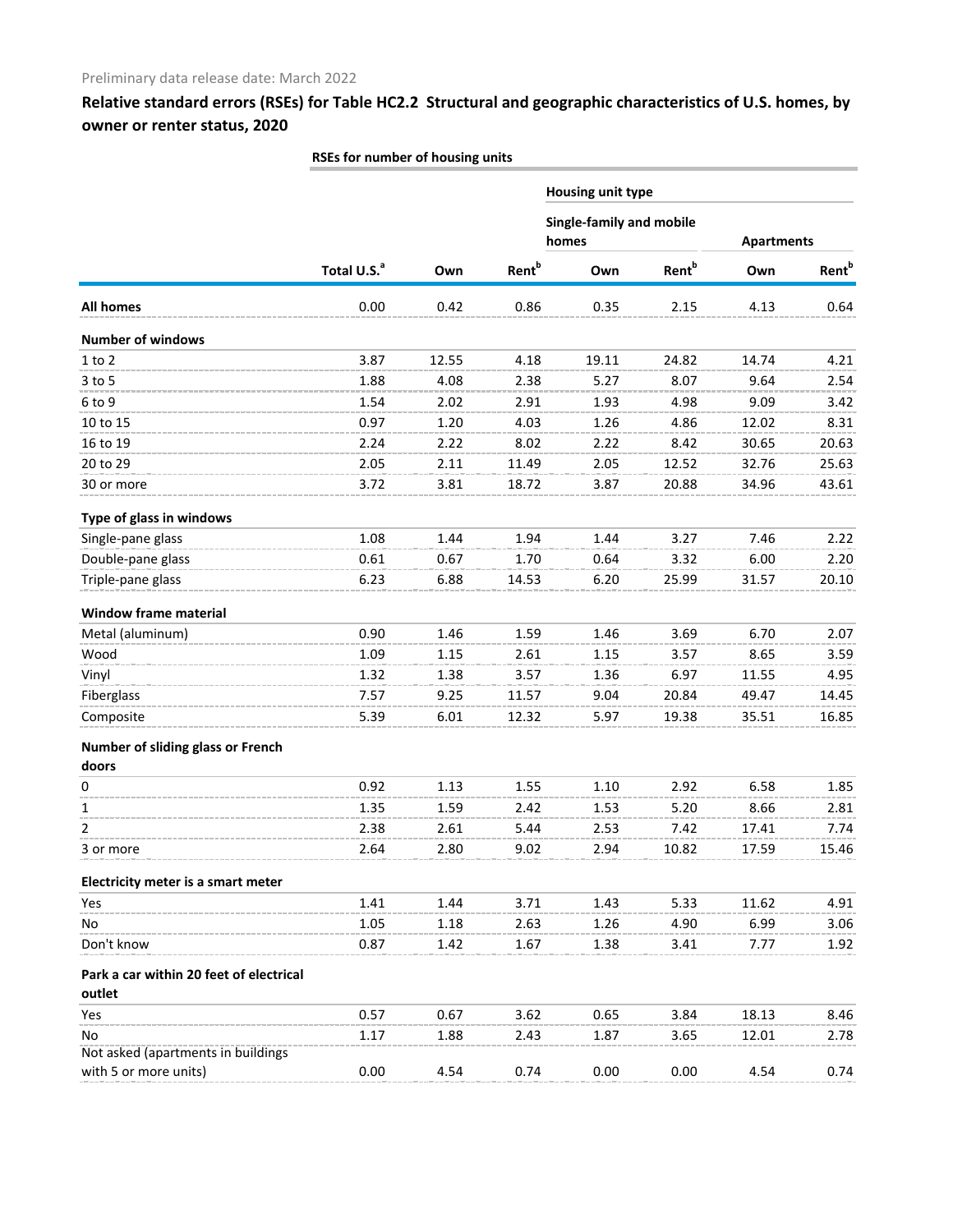Preliminary data release date: March 2022

## Relative standard errors (RSEs) for Table HC2.2 Structural and geographic characteristics of U.S. homes, by owner or renter status, 2020

| | RSEs for number of housing units | | | | | | |
|---|---|---|---|---|---|---|---|
| | | | | Housing unit type | | | |
| | | | | Single-family and mobile homes | | Apartments | |
| | Total U.S.[a] | Own | Rent[b] | Own | Rent[b] | Own | Rent[b] |
| **All homes** | 0.00 | 0.42 | 0.86 | 0.35 | 2.15 | 4.13 | 0.64 |
| **Number of windows** | | | | | | | |
| 1 to 2 | 3.87 | 12.55 | 4.18 | 19.11 | 24.82 | 14.74 | 4.21 |
| 3 to 5 | 1.88 | 4.08 | 2.38 | 5.27 | 8.07 | 9.64 | 2.54 |
| 6 to 9 | 1.54 | 2.02 | 2.91 | 1.93 | 4.98 | 9.09 | 3.42 |
| 10 to 15 | 0.97 | 1.20 | 4.03 | 1.26 | 4.86 | 12.02 | 8.31 |
| 16 to 19 | 2.24 | 2.22 | 8.02 | 2.22 | 8.42 | 30.65 | 20.63 |
| 20 to 29 | 2.05 | 2.11 | 11.49 | 2.05 | 12.52 | 32.76 | 25.63 |
| 30 or more | 3.72 | 3.81 | 18.72 | 3.87 | 20.88 | 34.96 | 43.61 |
| **Type of glass in windows** | | | | | | | |
| Single-pane glass | 1.08 | 1.44 | 1.94 | 1.44 | 3.27 | 7.46 | 2.22 |
| Double-pane glass | 0.61 | 0.67 | 1.70 | 0.64 | 3.32 | 6.00 | 2.20 |
| Triple-pane glass | 6.23 | 6.88 | 14.53 | 6.20 | 25.99 | 31.57 | 20.10 |
| **Window frame material** | | | | | | | |
| Metal (aluminum) | 0.90 | 1.46 | 1.59 | 1.46 | 3.69 | 6.70 | 2.07 |
| Wood | 1.09 | 1.15 | 2.61 | 1.15 | 3.57 | 8.65 | 3.59 |
| Vinyl | 1.32 | 1.38 | 3.57 | 1.36 | 6.97 | 11.55 | 4.95 |
| Fiberglass | 7.57 | 9.25 | 11.57 | 9.04 | 20.84 | 49.47 | 14.45 |
| Composite | 5.39 | 6.01 | 12.32 | 5.97 | 19.38 | 35.51 | 16.85 |
| **Number of sliding glass or French doors** | | | | | | | |
| 0 | 0.92 | 1.13 | 1.55 | 1.10 | 2.92 | 6.58 | 1.85 |
| 1 | 1.35 | 1.59 | 2.42 | 1.53 | 5.20 | 8.66 | 2.81 |
| 2 | 2.38 | 2.61 | 5.44 | 2.53 | 7.42 | 17.41 | 7.74 |
| 3 or more | 2.64 | 2.80 | 9.02 | 2.94 | 10.82 | 17.59 | 15.46 |
| **Electricity meter is a smart meter** | | | | | | | |
| Yes | 1.41 | 1.44 | 3.71 | 1.43 | 5.33 | 11.62 | 4.91 |
| No | 1.05 | 1.18 | 2.63 | 1.26 | 4.90 | 6.99 | 3.06 |
| Don't know | 0.87 | 1.42 | 1.67 | 1.38 | 3.41 | 7.77 | 1.92 |
| **Park a car within 20 feet of electrical outlet** | | | | | | | |
| Yes | 0.57 | 0.67 | 3.62 | 0.65 | 3.84 | 18.13 | 8.46 |
| No | 1.17 | 1.88 | 2.43 | 1.87 | 3.65 | 12.01 | 2.78 |
| Not asked (apartments in buildings with 5 or more units) | 0.00 | 4.54 | 0.74 | 0.00 | 0.00 | 4.54 | 0.74 |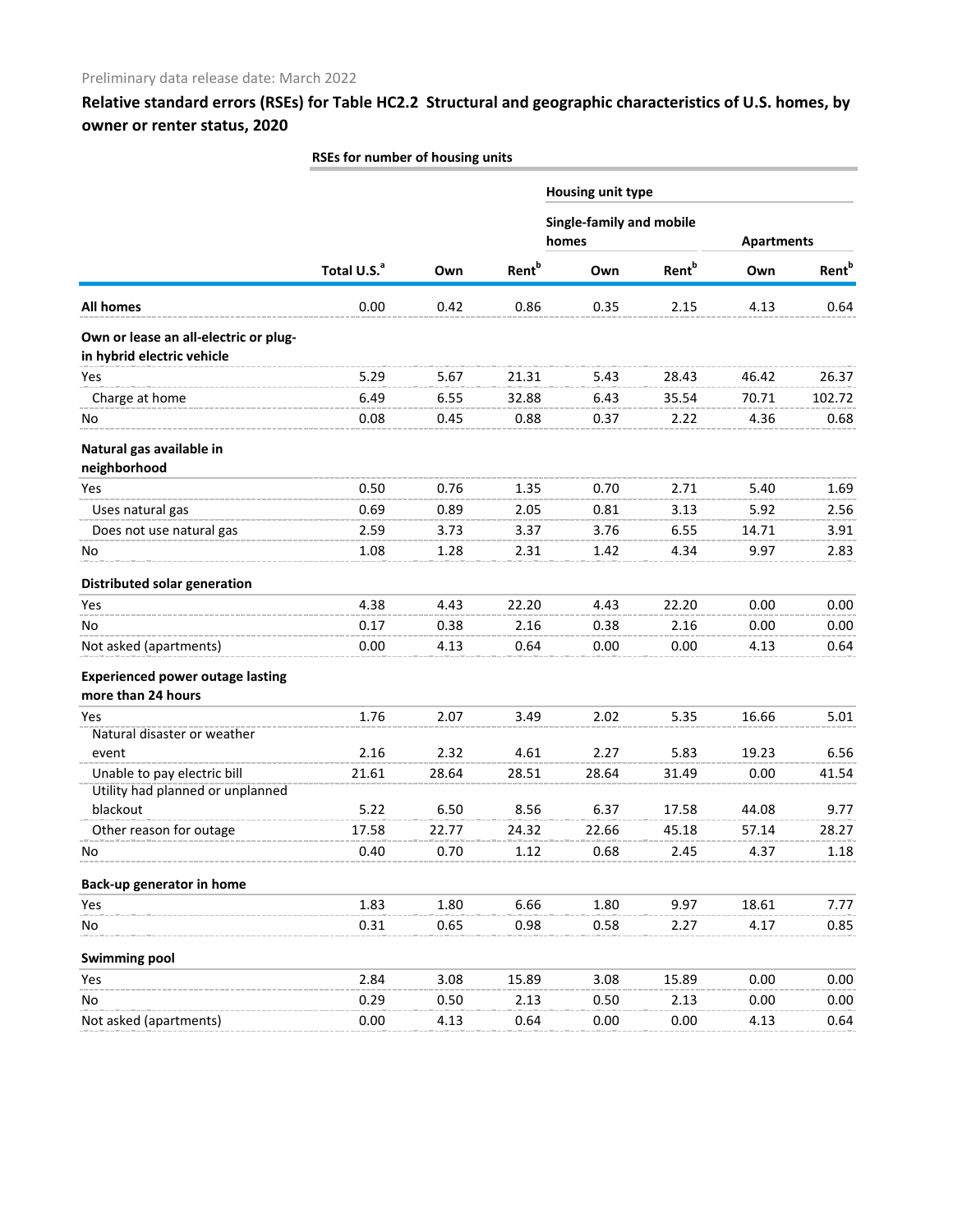Preliminary data release date: March 2022

## Relative standard errors (RSEs) for Table HC2.2 Structural and geographic characteristics of U.S. homes, by owner or renter status, 2020

| | RSEs for number of housing units | | | | | | |
|---|---|---|---|---|---|---|---|
| | | | | Housing unit type | | | |
| | | | | Single-family and mobile homes | | Apartments | |
| | Total U.S.[a] | Own | Rent[b] | Own | Rent[b] | Own | Rent[b] |
| **All homes** | 0.00 | 0.42 | 0.86 | 0.35 | 2.15 | 4.13 | 0.64 |
| **Own or lease an all-electric or plug-in hybrid electric vehicle** | | | | | | | |
| Yes | 5.29 | 5.67 | 21.31 | 5.43 | 28.43 | 46.42 | 26.37 |
| Charge at home | 6.49 | 6.55 | 32.88 | 6.43 | 35.54 | 70.71 | 102.72 |
| No | 0.08 | 0.45 | 0.88 | 0.37 | 2.22 | 4.36 | 0.68 |
| **Natural gas available in neighborhood** | | | | | | | |
| Yes | 0.50 | 0.76 | 1.35 | 0.70 | 2.71 | 5.40 | 1.69 |
| Uses natural gas | 0.69 | 0.89 | 2.05 | 0.81 | 3.13 | 5.92 | 2.56 |
| Does not use natural gas | 2.59 | 3.73 | 3.37 | 3.76 | 6.55 | 14.71 | 3.91 |
| No | 1.08 | 1.28 | 2.31 | 1.42 | 4.34 | 9.97 | 2.83 |
| **Distributed solar generation** | | | | | | | |
| Yes | 4.38 | 4.43 | 22.20 | 4.43 | 22.20 | 0.00 | 0.00 |
| No | 0.17 | 0.38 | 2.16 | 0.38 | 2.16 | 0.00 | 0.00 |
| Not asked (apartments) | 0.00 | 4.13 | 0.64 | 0.00 | 0.00 | 4.13 | 0.64 |
| **Experienced power outage lasting more than 24 hours** | | | | | | | |
| Yes | 1.76 | 2.07 | 3.49 | 2.02 | 5.35 | 16.66 | 5.01 |
| Natural disaster or weather event | 2.16 | 2.32 | 4.61 | 2.27 | 5.83 | 19.23 | 6.56 |
| Unable to pay electric bill | 21.61 | 28.64 | 28.51 | 28.64 | 31.49 | 0.00 | 41.54 |
| Utility had planned or unplanned blackout | 5.22 | 6.50 | 8.56 | 6.37 | 17.58 | 44.08 | 9.77 |
| Other reason for outage | 17.58 | 22.77 | 24.32 | 22.66 | 45.18 | 57.14 | 28.27 |
| No | 0.40 | 0.70 | 1.12 | 0.68 | 2.45 | 4.37 | 1.18 |
| **Back-up generator in home** | | | | | | | |
| Yes | 1.83 | 1.80 | 6.66 | 1.80 | 9.97 | 18.61 | 7.77 |
| No | 0.31 | 0.65 | 0.98 | 0.58 | 2.27 | 4.17 | 0.85 |
| **Swimming pool** | | | | | | | |
| Yes | 2.84 | 3.08 | 15.89 | 3.08 | 15.89 | 0.00 | 0.00 |
| No | 0.29 | 0.50 | 2.13 | 0.50 | 2.13 | 0.00 | 0.00 |
| Not asked (apartments) | 0.00 | 4.13 | 0.64 | 0.00 | 0.00 | 4.13 | 0.64 |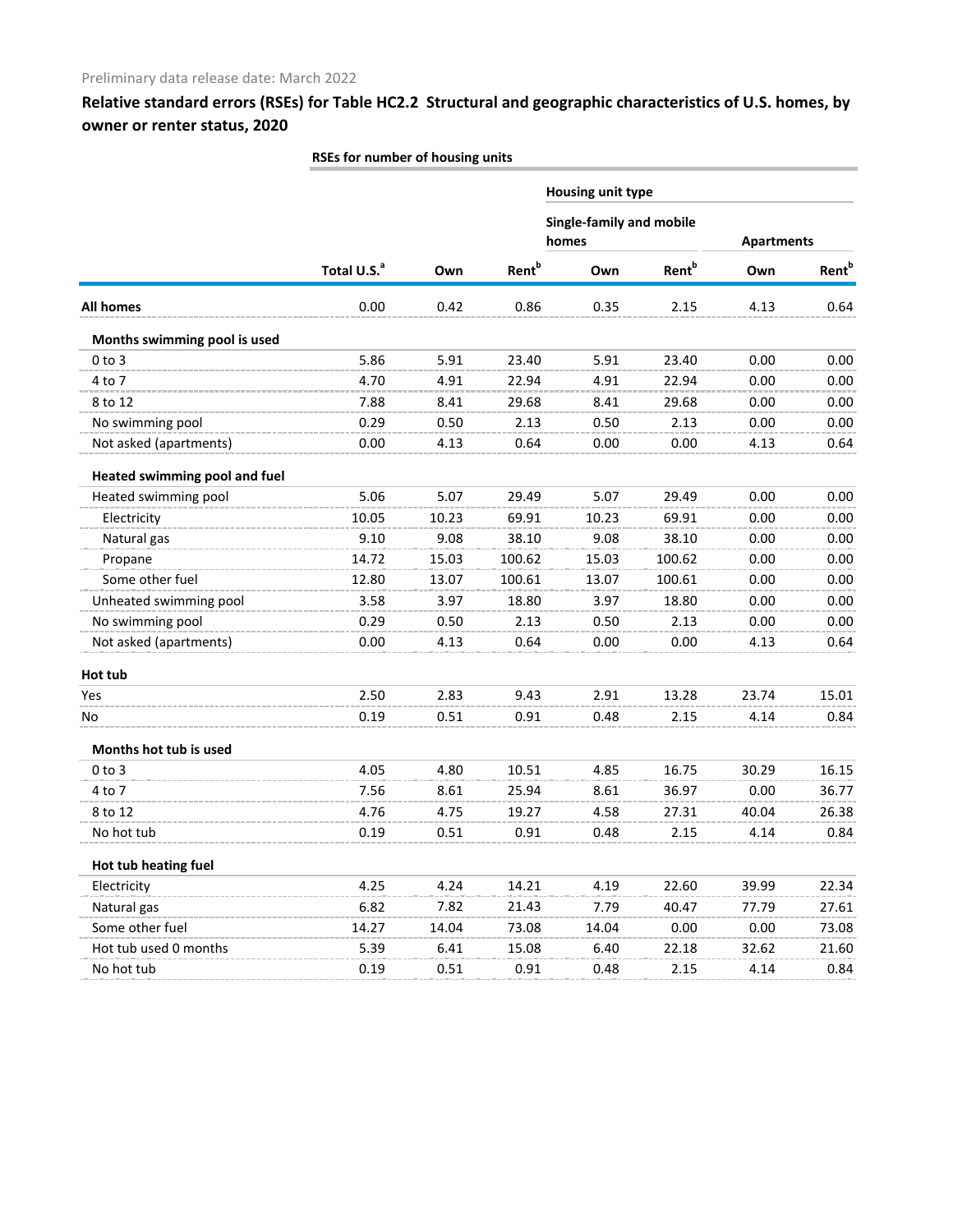Preliminary data release date: March 2022

## Relative standard errors (RSEs) for Table HC2.2 Structural and geographic characteristics of U.S. homes, by owner or renter status, 2020

| | RSEs for number of housing units | | | | | | |
|---|---|---|---|---|---|---|---|
| | | | | Housing unit type | | | |
| | | | | Single-family and mobile homes | | Apartments | |
| | Total U.S.[a] | Own | Rent[b] | Own | Rent[b] | Own | Rent[b] |
| **All homes** | 0.00 | 0.42 | 0.86 | 0.35 | 2.15 | 4.13 | 0.64 |
| **Months swimming pool is used** | | | | | | | |
| 0 to 3 | 5.86 | 5.91 | 23.40 | 5.91 | 23.40 | 0.00 | 0.00 |
| 4 to 7 | 4.70 | 4.91 | 22.94 | 4.91 | 22.94 | 0.00 | 0.00 |
| 8 to 12 | 7.88 | 8.41 | 29.68 | 8.41 | 29.68 | 0.00 | 0.00 |
| No swimming pool | 0.29 | 0.50 | 2.13 | 0.50 | 2.13 | 0.00 | 0.00 |
| Not asked (apartments) | 0.00 | 4.13 | 0.64 | 0.00 | 0.00 | 4.13 | 0.64 |
| **Heated swimming pool and fuel** | | | | | | | |
| Heated swimming pool | 5.06 | 5.07 | 29.49 | 5.07 | 29.49 | 0.00 | 0.00 |
| Electricity | 10.05 | 10.23 | 69.91 | 10.23 | 69.91 | 0.00 | 0.00 |
| Natural gas | 9.10 | 9.08 | 38.10 | 9.08 | 38.10 | 0.00 | 0.00 |
| Propane | 14.72 | 15.03 | 100.62 | 15.03 | 100.62 | 0.00 | 0.00 |
| Some other fuel | 12.80 | 13.07 | 100.61 | 13.07 | 100.61 | 0.00 | 0.00 |
| Unheated swimming pool | 3.58 | 3.97 | 18.80 | 3.97 | 18.80 | 0.00 | 0.00 |
| No swimming pool | 0.29 | 0.50 | 2.13 | 0.50 | 2.13 | 0.00 | 0.00 |
| Not asked (apartments) | 0.00 | 4.13 | 0.64 | 0.00 | 0.00 | 4.13 | 0.64 |
| **Hot tub** | | | | | | | |
| Yes | 2.50 | 2.83 | 9.43 | 2.91 | 13.28 | 23.74 | 15.01 |
| No | 0.19 | 0.51 | 0.91 | 0.48 | 2.15 | 4.14 | 0.84 |
| **Months hot tub is used** | | | | | | | |
| 0 to 3 | 4.05 | 4.80 | 10.51 | 4.85 | 16.75 | 30.29 | 16.15 |
| 4 to 7 | 7.56 | 8.61 | 25.94 | 8.61 | 36.97 | 0.00 | 36.77 |
| 8 to 12 | 4.76 | 4.75 | 19.27 | 4.58 | 27.31 | 40.04 | 26.38 |
| No hot tub | 0.19 | 0.51 | 0.91 | 0.48 | 2.15 | 4.14 | 0.84 |
| **Hot tub heating fuel** | | | | | | | |
| Electricity | 4.25 | 4.24 | 14.21 | 4.19 | 22.60 | 39.99 | 22.34 |
| Natural gas | 6.82 | 7.82 | 21.43 | 7.79 | 40.47 | 77.79 | 27.61 |
| Some other fuel | 14.27 | 14.04 | 73.08 | 14.04 | 0.00 | 0.00 | 73.08 |
| Hot tub used 0 months | 5.39 | 6.41 | 15.08 | 6.40 | 22.18 | 32.62 | 21.60 |
| No hot tub | 0.19 | 0.51 | 0.91 | 0.48 | 2.15 | 4.14 | 0.84 |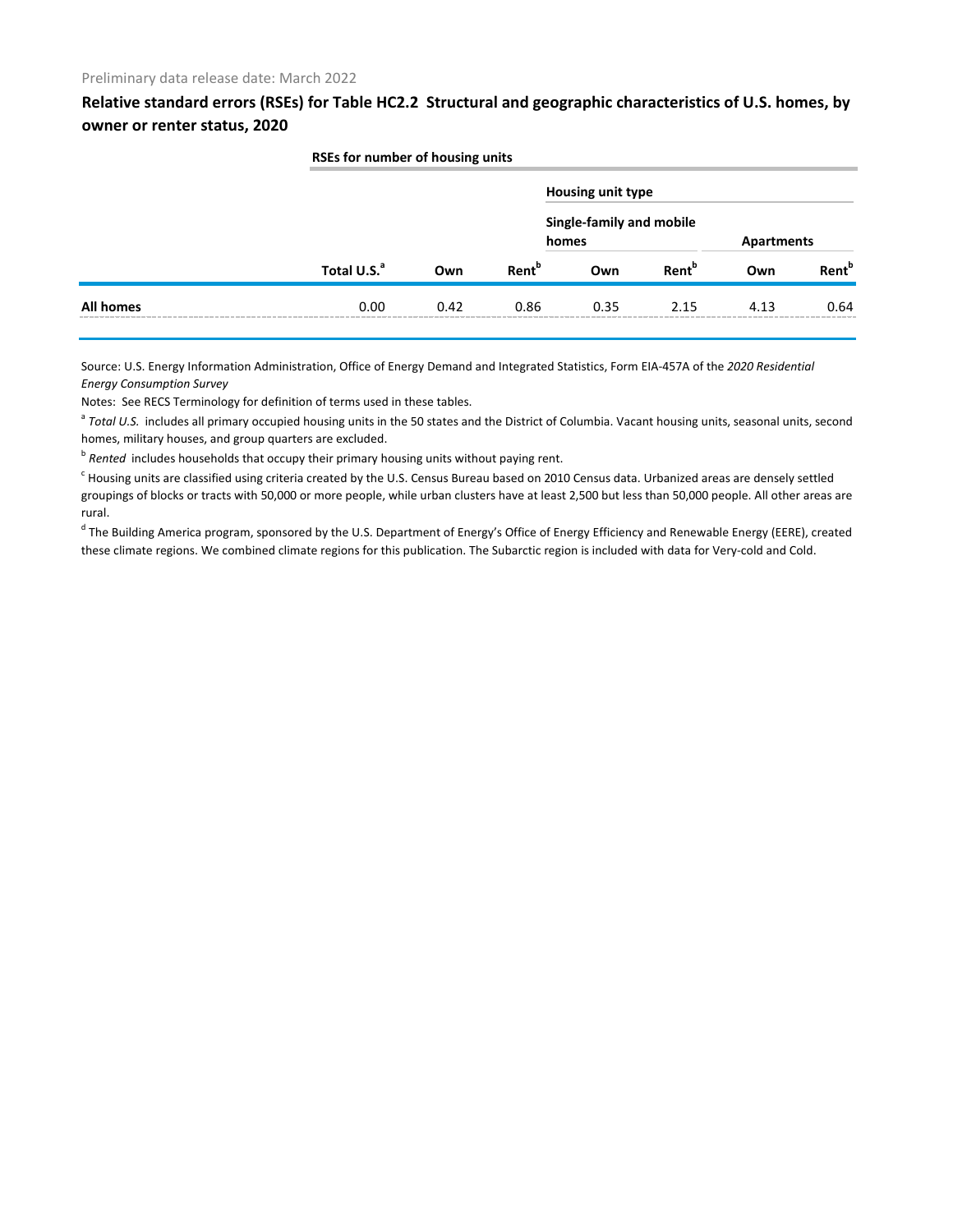Preliminary data release date: March 2022

## Relative standard errors (RSEs) for Table HC2.2 Structural and geographic characteristics of U.S. homes, by owner or renter status, 2020

| | RSEs for number of housing units | | | | | | |
|---|---|---|---|---|---|---|---|
| | | | | Housing unit type | | | |
| | | | | Single-family and mobile homes | | Apartments | |
| | Total U.S.[a] | Own | Rent[b] | Own | Rent[b] | Own | Rent[b] |
| **All homes** | 0.00 | 0.42 | 0.86 | 0.35 | 2.15 | 4.13 | 0.64 |

Source: U.S. Energy Information Administration, Office of Energy Demand and Integrated Statistics, Form EIA-457A of the *2020 Residential Energy Consumption Survey*

Notes: See RECS Terminology for definition of terms used in these tables.

[a] *Total U.S.* includes all primary occupied housing units in the 50 states and the District of Columbia. Vacant housing units, seasonal units, second homes, military houses, and group quarters are excluded.

[b] *Rented* includes households that occupy their primary housing units without paying rent.

[c] Housing units are classified using criteria created by the U.S. Census Bureau based on 2010 Census data. Urbanized areas are densely settled groupings of blocks or tracts with 50,000 or more people, while urban clusters have at least 2,500 but less than 50,000 people. All other areas are rural.

[d] The Building America program, sponsored by the U.S. Department of Energy's Office of Energy Efficiency and Renewable Energy (EERE), created these climate regions. We combined climate regions for this publication. The Subarctic region is included with data for Very-cold and Cold.